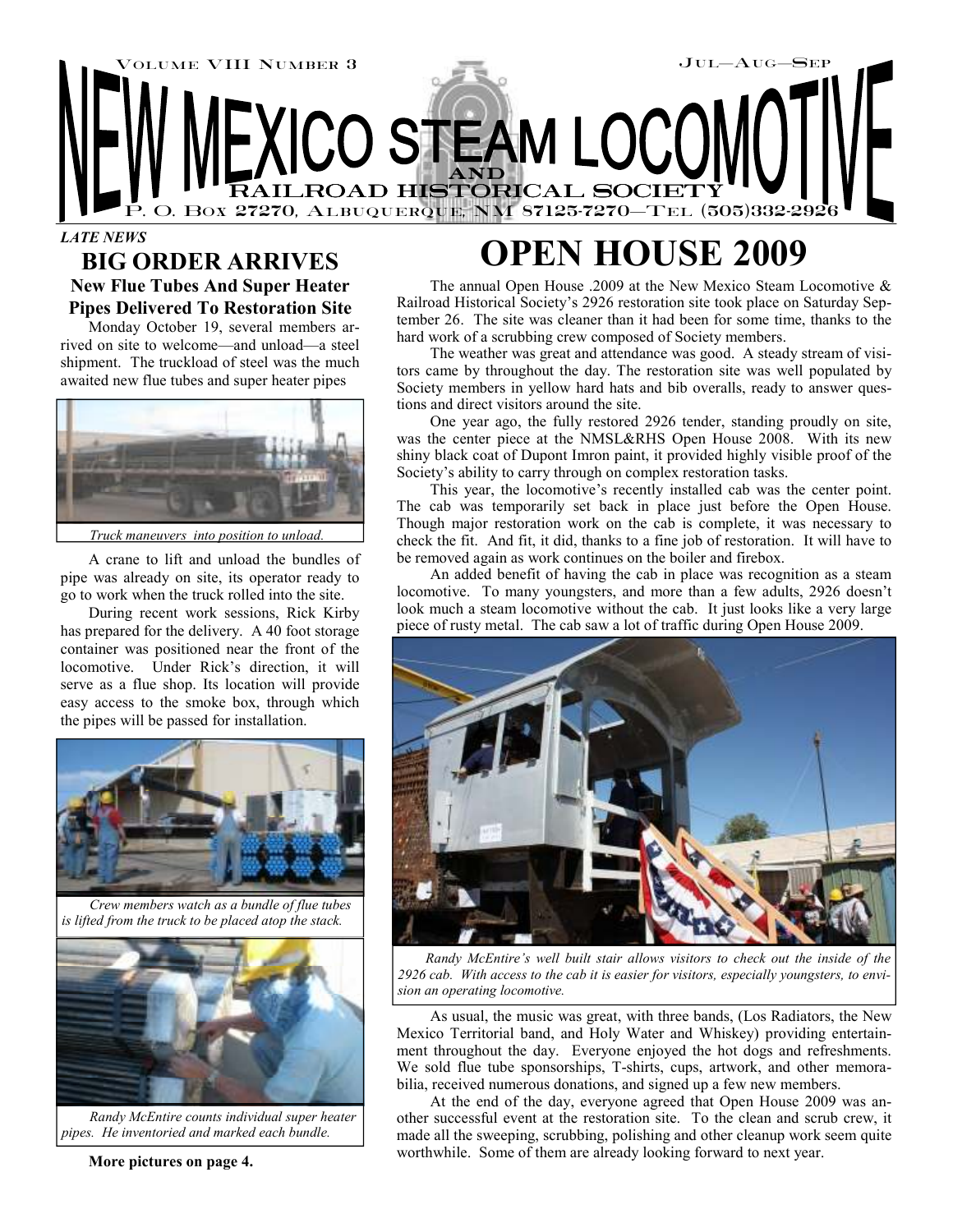Volume VIII Number 3 — Jul—Aug—Sep

# NEW MEXICO STEAM LOCOMOTIVE AND RAILROAD HISTORICAL SOCIETY

P. O. Box 27270, Albuquerque, NM 87125-7270—Tel (505)332-2926

*LATE NEWS*

## BIG ORDER ARRIVES

### New Flue Tubes And Super Heater Pipes Delivered To Restoration Site

Monday October 19, several members arrived on site to welcome—and unload—a steel shipment. The truckload of steel was the much awaited new flue tubes and super heater pipes

*Truck maneuvers into position to unload.*

A crane to lift and unload the bundles of pipe was already on site, its operator ready to go to work when the truck rolled into the site.

During recent work sessions, Rick Kirby has prepared for the delivery. A 40 foot storage container was positioned near the front of the locomotive. Under Rick's direction, it will serve as a flue shop. Its location will provide easy access to the smoke box, through which the pipes will be passed for installation.

*Crew members watch as a bundle of flue tubes is lifted from the truck to be placed atop the stack.*

*Randy McEntire counts individual super heater pipes. He inventoried and marked each bundle.*

**More pictures on page 4.**

# OPEN HOUSE 2009

The annual Open House .2009 at the New Mexico Steam Locomotive & Railroad Historical Society's 2926 restoration site took place on Saturday September 26. The site was cleaner than it had been for some time, thanks to the hard work of a scrubbing crew composed of Society members.

The weather was great and attendance was good. A steady stream of visitors came by throughout the day. The restoration site was well populated by Society members in yellow hard hats and bib overalls, ready to answer questions and direct visitors around the site.

One year ago, the fully restored 2926 tender, standing proudly on site, was the center piece at the NMSL&RHS Open House 2008. With its new shiny black coat of Dupont Imron paint, it provided highly visible proof of the Society's ability to carry through on complex restoration tasks.

This year, the locomotive's recently installed cab was the center point. The cab was temporarily set back in place just before the Open House. Though major restoration work on the cab is complete, it was necessary to check the fit. And fit, it did, thanks to a fine job of restoration. It will have to be removed again as work continues on the boiler and firebox.

An added benefit of having the cab in place was recognition as a steam locomotive. To many youngsters, and more than a few adults, 2926 doesn't look much a steam locomotive without the cab. It just looks like a very large piece of rusty metal. The cab saw a lot of traffic during Open House 2009.

*Randy McEntire's well built stair allows visitors to check out the inside of the 2926 cab. With access to the cab it is easier for visitors, especially youngsters, to envision an operating locomotive.*

As usual, the music was great, with three bands, (Los Radiators, the New Mexico Territorial band, and Holy Water and Whiskey) providing entertainment throughout the day. Everyone enjoyed the hot dogs and refreshments. We sold flue tube sponsorships, T-shirts, cups, artwork, and other memorabilia, received numerous donations, and signed up a few new members.

At the end of the day, everyone agreed that Open House 2009 was another successful event at the restoration site. To the clean and scrub crew, it made all the sweeping, scrubbing, polishing and other cleanup work seem quite worthwhile. Some of them are already looking forward to next year.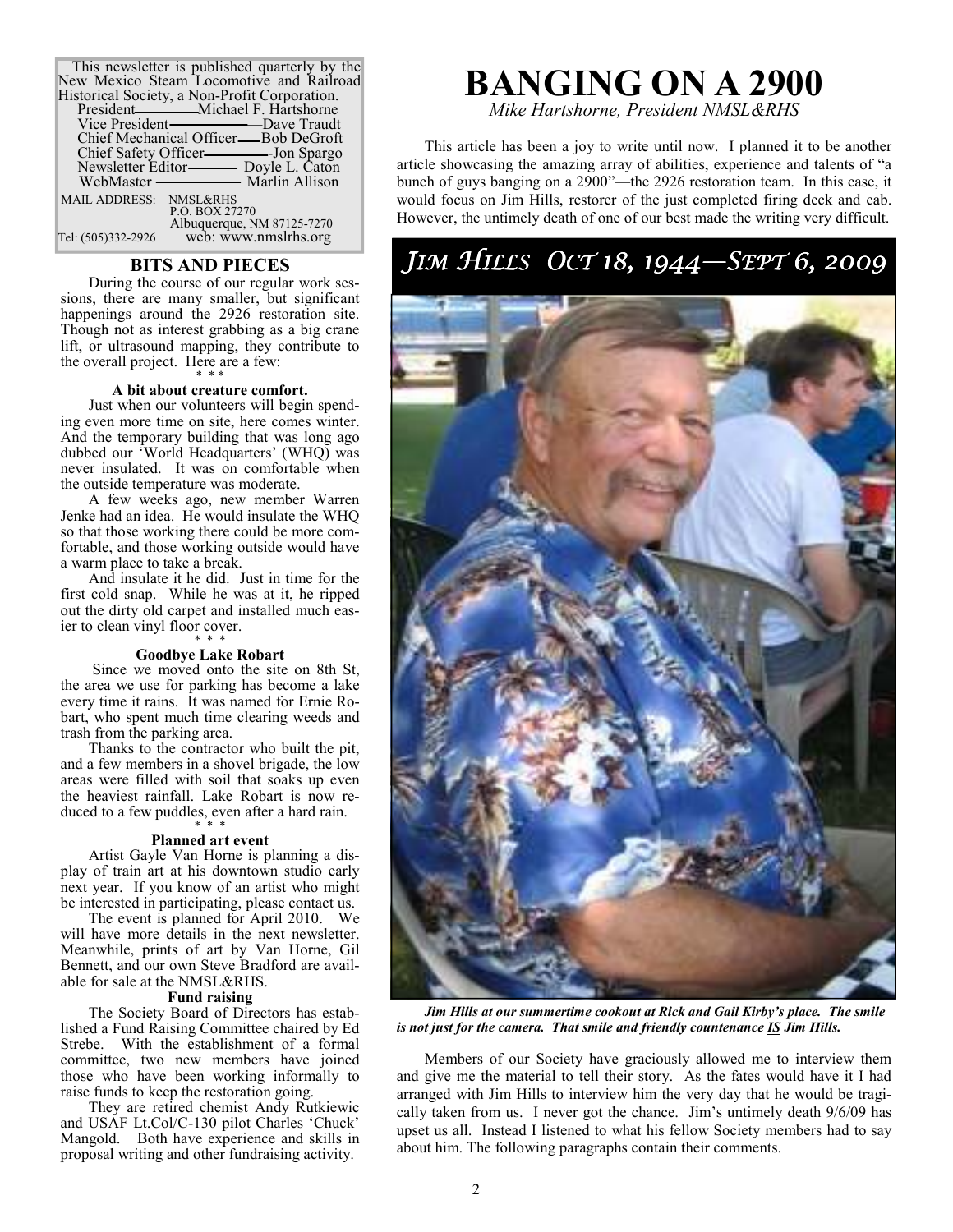This newsletter is published quarterly by the New Mexico Steam Locomotive and Railroad Historical Society, a Non-Profit Corporation.

President — Michael F. Hartshorne
Vice President — Dave Traudt
Chief Mechanical Officer — Bob DeGroft
Chief Safety Officer — Jon Spargo
Newsletter Editor — Doyle L. Caton
WebMaster — Marlin Allison

MAIL ADDRESS: NMSL&RHS
P.O. BOX 27270
Albuquerque, NM 87125-7270
Tel: (505)332-2926 web: www.nmslrhs.org

## BITS AND PIECES

During the course of our regular work sessions, there are many smaller, but significant happenings around the 2926 restoration site. Though not as interest grabbing as a big crane lift, or ultrasound mapping, they contribute to the overall project. Here are a few:

\* \* \*

### A bit about creature comfort.

Just when our volunteers will begin spending even more time on site, here comes winter. And the temporary building that was long ago dubbed our 'World Headquarters' (WHQ) was never insulated. It was on comfortable when the outside temperature was moderate.

A few weeks ago, new member Warren Jenke had an idea. He would insulate the WHQ so that those working there could be more comfortable, and those working outside would have a warm place to take a break.

And insulate it he did. Just in time for the first cold snap. While he was at it, he ripped out the dirty old carpet and installed much easier to clean vinyl floor cover.

\* \* \*

### Goodbye Lake Robart

Since we moved onto the site on 8th St, the area we use for parking has become a lake every time it rains. It was named for Ernie Robart, who spent much time clearing weeds and trash from the parking area.

Thanks to the contractor who built the pit, and a few members in a shovel brigade, the low areas were filled with soil that soaks up even the heaviest rainfall. Lake Robart is now reduced to a few puddles, even after a hard rain.

\* \* \*

### Planned art event

Artist Gayle Van Horne is planning a display of train art at his downtown studio early next year. If you know of an artist who might be interested in participating, please contact us.

The event is planned for April 2010. We will have more details in the next newsletter. Meanwhile, prints of art by Van Horne, Gil Bennett, and our own Steve Bradford are available for sale at the NMSL&RHS.

### Fund raising

The Society Board of Directors has established a Fund Raising Committee chaired by Ed Strebe. With the establishment of a formal committee, two new members have joined those who have been working informally to raise funds to keep the restoration going.

They are retired chemist Andy Rutkiewic and USAF Lt.Col/C-130 pilot Charles 'Chuck' Mangold. Both have experience and skills in proposal writing and other fundraising activity.

# BANGING ON A 2900

*Mike Hartshorne, President NMSL&RHS*

This article has been a joy to write until now. I planned it to be another article showcasing the amazing array of abilities, experience and talents of "a bunch of guys banging on a 2900"—the 2926 restoration team. In this case, it would focus on Jim Hills, restorer of the just completed firing deck and cab. However, the untimely death of one of our best made the writing very difficult.

## *Jim Hills Oct 18, 1944—Sept 6, 2009*

***Jim Hills at our summertime cookout at Rick and Gail Kirby's place. The smile is not just for the camera. That smile and friendly countenance IS Jim Hills.***

Members of our Society have graciously allowed me to interview them and give me the material to tell their story. As the fates would have it I had arranged with Jim Hills to interview him the very day that he would be tragically taken from us. I never got the chance. Jim's untimely death 9/6/09 has upset us all. Instead I listened to what his fellow Society members had to say about him. The following paragraphs contain their comments.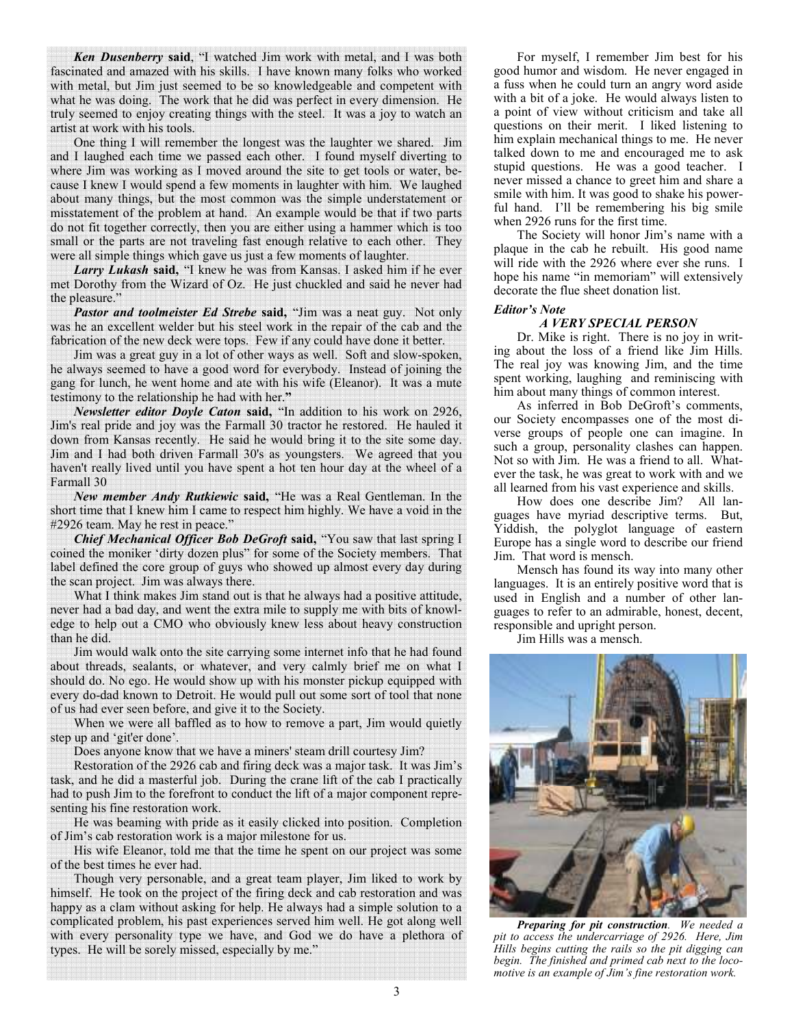***Ken Dusenberry* said**, "I watched Jim work with metal, and I was both fascinated and amazed with his skills. I have known many folks who worked with metal, but Jim just seemed to be so knowledgeable and competent with what he was doing. The work that he did was perfect in every dimension. He truly seemed to enjoy creating things with the steel. It was a joy to watch an artist at work with his tools.

One thing I will remember the longest was the laughter we shared. Jim and I laughed each time we passed each other. I found myself diverting to where Jim was working as I moved around the site to get tools or water, because I knew I would spend a few moments in laughter with him. We laughed about many things, but the most common was the simple understatement or misstatement of the problem at hand. An example would be that if two parts do not fit together correctly, then you are either using a hammer which is too small or the parts are not traveling fast enough relative to each other. They were all simple things which gave us just a few moments of laughter.

***Larry Lukash* said,** "I knew he was from Kansas. I asked him if he ever met Dorothy from the Wizard of Oz. He just chuckled and said he never had the pleasure."

***Pastor and toolmeister Ed Strebe* said,** "Jim was a neat guy. Not only was he an excellent welder but his steel work in the repair of the cab and the fabrication of the new deck were tops. Few if any could have done it better.

Jim was a great guy in a lot of other ways as well. Soft and slow-spoken, he always seemed to have a good word for everybody. Instead of joining the gang for lunch, he went home and ate with his wife (Eleanor). It was a mute testimony to the relationship he had with her."

***Newsletter editor Doyle Caton* said,** "In addition to his work on 2926, Jim's real pride and joy was the Farmall 30 tractor he restored. He hauled it down from Kansas recently. He said he would bring it to the site some day. Jim and I had both driven Farmall 30's as youngsters. We agreed that you haven't really lived until you have spent a hot ten hour day at the wheel of a Farmall 30

***New member Andy Rutkiewic* said,** "He was a Real Gentleman. In the short time that I knew him I came to respect him highly. We have a void in the #2926 team. May he rest in peace."

***Chief Mechanical Officer Bob DeGroft* said,** "You saw that last spring I coined the moniker 'dirty dozen plus" for some of the Society members. That label defined the core group of guys who showed up almost every day during the scan project. Jim was always there.

What I think makes Jim stand out is that he always had a positive attitude, never had a bad day, and went the extra mile to supply me with bits of knowledge to help out a CMO who obviously knew less about heavy construction than he did.

Jim would walk onto the site carrying some internet info that he had found about threads, sealants, or whatever, and very calmly brief me on what I should do. No ego. He would show up with his monster pickup equipped with every do-dad known to Detroit. He would pull out some sort of tool that none of us had ever seen before, and give it to the Society.

When we were all baffled as to how to remove a part, Jim would quietly step up and 'git'er done'.

Does anyone know that we have a miners' steam drill courtesy Jim?

Restoration of the 2926 cab and firing deck was a major task. It was Jim's task, and he did a masterful job. During the crane lift of the cab I practically had to push Jim to the forefront to conduct the lift of a major component representing his fine restoration work.

He was beaming with pride as it easily clicked into position. Completion of Jim's cab restoration work is a major milestone for us.

His wife Eleanor, told me that the time he spent on our project was some of the best times he ever had.

Though very personable, and a great team player, Jim liked to work by himself. He took on the project of the firing deck and cab restoration and was happy as a clam without asking for help. He always had a simple solution to a complicated problem, his past experiences served him well. He got along well with every personality type we have, and God we do have a plethora of types. He will be sorely missed, especially by me."

For myself, I remember Jim best for his good humor and wisdom. He never engaged in a fuss when he could turn an angry word aside with a bit of a joke. He would always listen to a point of view without criticism and take all questions on their merit. I liked listening to him explain mechanical things to me. He never talked down to me and encouraged me to ask stupid questions. He was a good teacher. I never missed a chance to greet him and share a smile with him. It was good to shake his powerful hand. I'll be remembering his big smile when 2926 runs for the first time.

The Society will honor Jim's name with a plaque in the cab he rebuilt. His good name will ride with the 2926 where ever she runs. I hope his name "in memoriam" will extensively decorate the flue sheet donation list.

***Editor's Note***

### *A VERY SPECIAL PERSON*

Dr. Mike is right. There is no joy in writing about the loss of a friend like Jim Hills. The real joy was knowing Jim, and the time spent working, laughing and reminiscing with him about many things of common interest.

As inferred in Bob DeGroft's comments, our Society encompasses one of the most diverse groups of people one can imagine. In such a group, personality clashes can happen. Not so with Jim. He was a friend to all. Whatever the task, he was great to work with and we all learned from his vast experience and skills.

How does one describe Jim? All languages have myriad descriptive terms. But, Yiddish, the polyglot language of eastern Europe has a single word to describe our friend Jim. That word is mensch.

Mensch has found its way into many other languages. It is an entirely positive word that is used in English and a number of other languages to refer to an admirable, honest, decent, responsible and upright person.

Jim Hills was a mensch.

***Preparing for pit construction**. We needed a pit to access the undercarriage of 2926. Here, Jim Hills begins cutting the rails so the pit digging can begin. The finished and primed cab next to the locomotive is an example of Jim's fine restoration work.*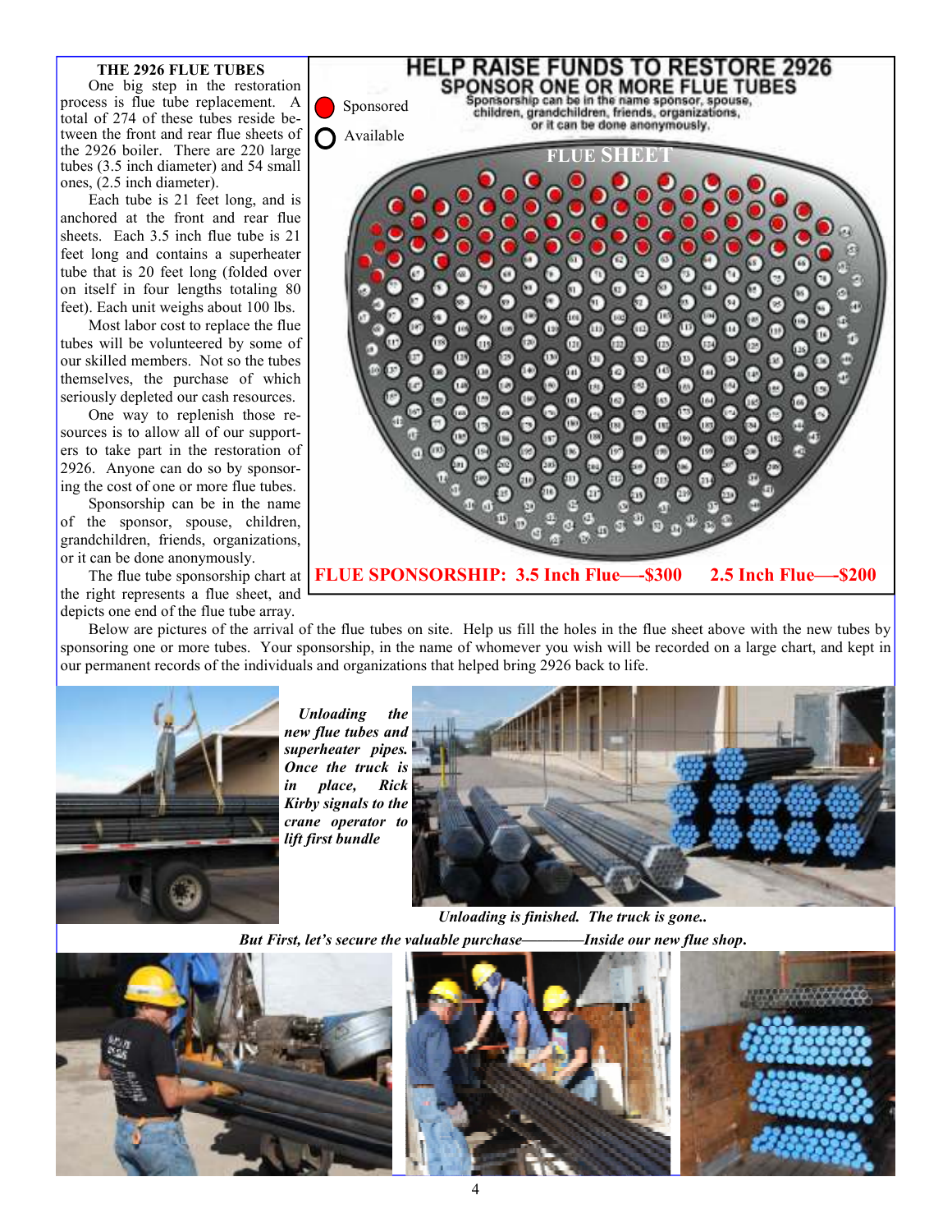### THE 2926 FLUE TUBES

One big step in the restoration process is flue tube replacement. A total of 274 of these tubes reside between the front and rear flue sheets of the 2926 boiler. There are 220 large tubes (3.5 inch diameter) and 54 small ones, (2.5 inch diameter).

Each tube is 21 feet long, and is anchored at the front and rear flue sheets. Each 3.5 inch flue tube is 21 feet long and contains a superheater tube that is 20 feet long (folded over on itself in four lengths totaling 80 feet). Each unit weighs about 100 lbs.

Most labor cost to replace the flue tubes will be volunteered by some of our skilled members. Not so the tubes themselves, the purchase of which seriously depleted our cash resources.

One way to replenish those resources is to allow all of our supporters to take part in the restoration of 2926. Anyone can do so by sponsoring the cost of one or more flue tubes.

Sponsorship can be in the name of the sponsor, spouse, children, grandchildren, friends, organizations, or it can be done anonymously.

The flue tube sponsorship chart at the right represents a flue sheet, and depicts one end of the flue tube array.

## HELP RAISE FUNDS TO RESTORE 2926
## SPONSOR ONE OR MORE FLUE TUBES

Sponsorship can be in the name sponsor, spouse, children, grandchildren, friends, organizations, or it can be done anonymously.

Sponsored

Available

FLUE SHEET

**FLUE SPONSORSHIP: 3.5 Inch Flue—-$300 2.5 Inch Flue—-$200**

Below are pictures of the arrival of the flue tubes on site. Help us fill the holes in the flue sheet above with the new tubes by sponsoring one or more tubes. Your sponsorship, in the name of whomever you wish will be recorded on a large chart, and kept in our permanent records of the individuals and organizations that helped bring 2926 back to life.

***Unloading the new flue tubes and superheater pipes. Once the truck is in place, Rick Kirby signals to the crane operator to lift first bundle***

***Unloading is finished. The truck is gone..***

***But First, let's secure the valuable purchase————Inside our new flue shop.***